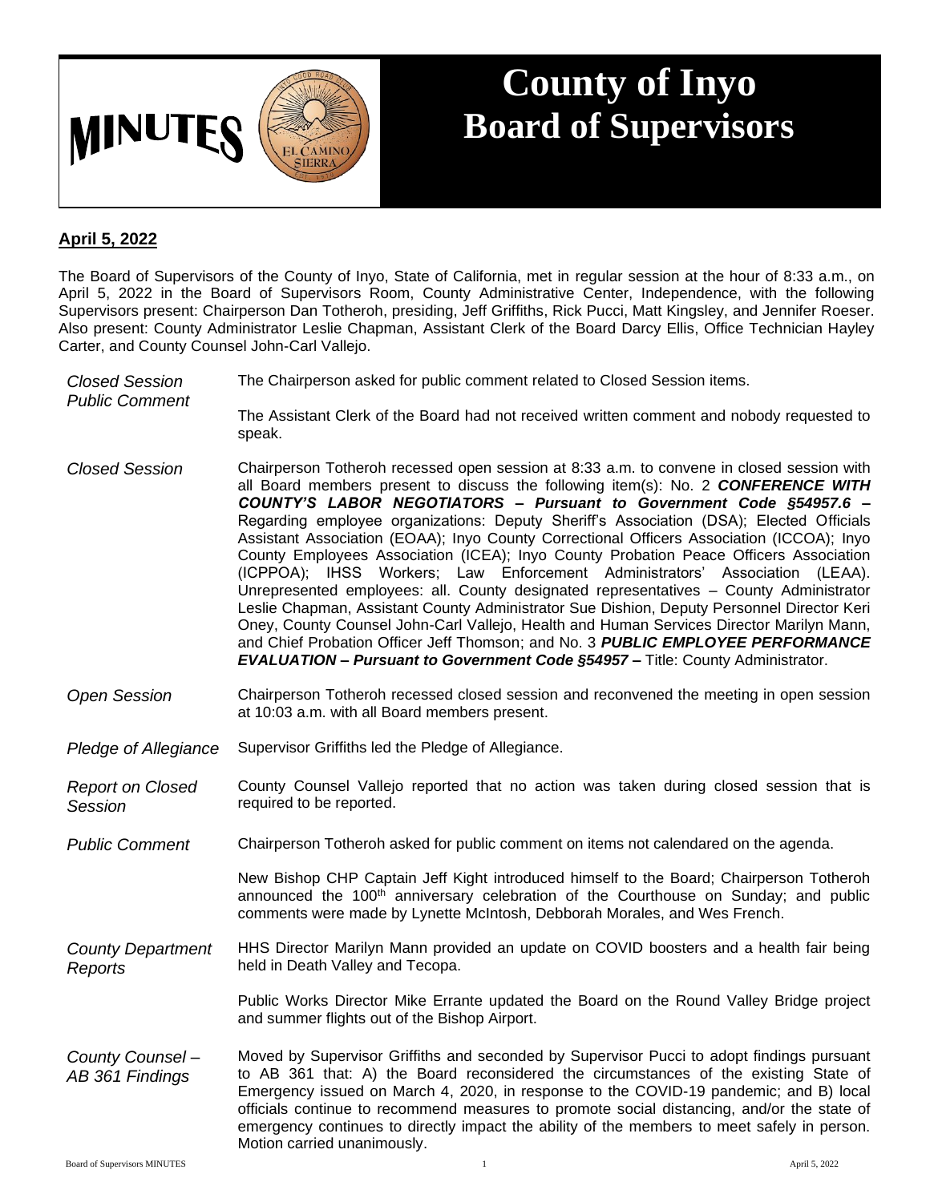# MINUTES

# County of Inyo Board of Supervisors

**April 5, 2022**

The Board of Supervisors of the County of Inyo, State of California, met in regular session at the hour of 8:33 a.m., on April 5, 2022 in the Board of Supervisors Room, County Administrative Center, Independence, with the following Supervisors present: Chairperson Dan Totheroh, presiding, Jeff Griffiths, Rick Pucci, Matt Kingsley, and Jennifer Roeser. Also present: County Administrator Leslie Chapman, Assistant Clerk of the Board Darcy Ellis, Office Technician Hayley Carter, and County Counsel John-Carl Vallejo.

*Closed Session Public Comment*

The Chairperson asked for public comment related to Closed Session items.

The Assistant Clerk of the Board had not received written comment and nobody requested to speak.

*Closed Session*

Chairperson Totheroh recessed open session at 8:33 a.m. to convene in closed session with all Board members present to discuss the following item(s): No. 2 ***CONFERENCE WITH COUNTY'S LABOR NEGOTIATORS – Pursuant to Government Code §54957.6 –*** Regarding employee organizations: Deputy Sheriff's Association (DSA); Elected Officials Assistant Association (EOAA); Inyo County Correctional Officers Association (ICCOA); Inyo County Employees Association (ICEA); Inyo County Probation Peace Officers Association (ICPPOA); IHSS Workers; Law Enforcement Administrators' Association (LEAA). Unrepresented employees: all. County designated representatives – County Administrator Leslie Chapman, Assistant County Administrator Sue Dishion, Deputy Personnel Director Keri Oney, County Counsel John-Carl Vallejo, Health and Human Services Director Marilyn Mann, and Chief Probation Officer Jeff Thomson; and No. 3 ***PUBLIC EMPLOYEE PERFORMANCE EVALUATION – Pursuant to Government Code §54957 –*** Title: County Administrator.

*Open Session*

Chairperson Totheroh recessed closed session and reconvened the meeting in open session at 10:03 a.m. with all Board members present.

*Pledge of Allegiance*

Supervisor Griffiths led the Pledge of Allegiance.

*Report on Closed Session*

County Counsel Vallejo reported that no action was taken during closed session that is required to be reported.

*Public Comment*

Chairperson Totheroh asked for public comment on items not calendared on the agenda.

New Bishop CHP Captain Jeff Kight introduced himself to the Board; Chairperson Totheroh announced the 100th anniversary celebration of the Courthouse on Sunday; and public comments were made by Lynette McIntosh, Debborah Morales, and Wes French.

*County Department Reports*

HHS Director Marilyn Mann provided an update on COVID boosters and a health fair being held in Death Valley and Tecopa.

Public Works Director Mike Errante updated the Board on the Round Valley Bridge project and summer flights out of the Bishop Airport.

*County Counsel – AB 361 Findings*

Moved by Supervisor Griffiths and seconded by Supervisor Pucci to adopt findings pursuant to AB 361 that: A) the Board reconsidered the circumstances of the existing State of Emergency issued on March 4, 2020, in response to the COVID-19 pandemic; and B) local officials continue to recommend measures to promote social distancing, and/or the state of emergency continues to directly impact the ability of the members to meet safely in person. Motion carried unanimously.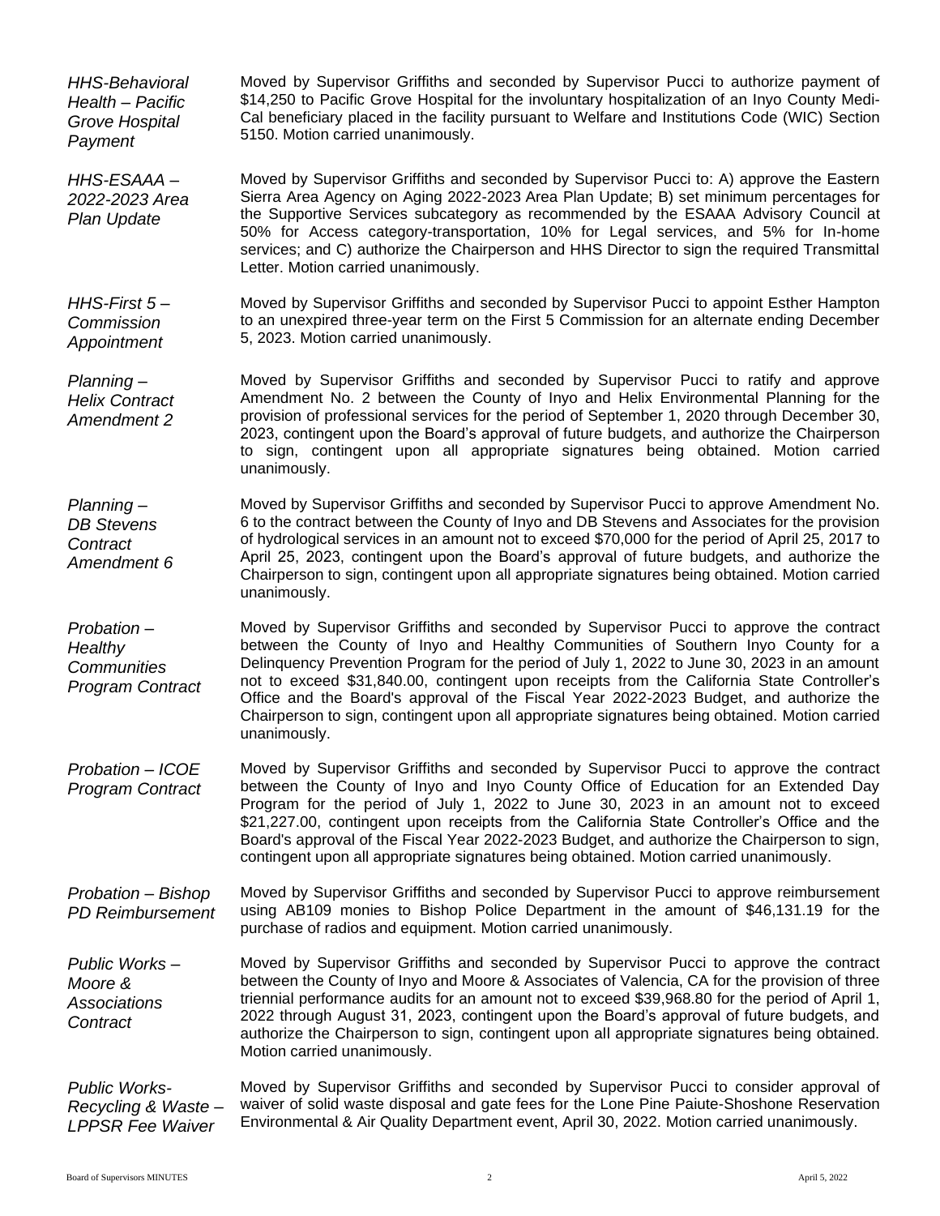*HHS-Behavioral Health – Pacific Grove Hospital Payment*

Moved by Supervisor Griffiths and seconded by Supervisor Pucci to authorize payment of $14,250 to Pacific Grove Hospital for the involuntary hospitalization of an Inyo County Medi-Cal beneficiary placed in the facility pursuant to Welfare and Institutions Code (WIC) Section 5150. Motion carried unanimously.

*HHS-ESAAA – 2022-2023 Area Plan Update*

Moved by Supervisor Griffiths and seconded by Supervisor Pucci to: A) approve the Eastern Sierra Area Agency on Aging 2022-2023 Area Plan Update; B) set minimum percentages for the Supportive Services subcategory as recommended by the ESAAA Advisory Council at 50% for Access category-transportation, 10% for Legal services, and 5% for In-home services; and C) authorize the Chairperson and HHS Director to sign the required Transmittal Letter. Motion carried unanimously.

*HHS-First 5 – Commission Appointment*

Moved by Supervisor Griffiths and seconded by Supervisor Pucci to appoint Esther Hampton to an unexpired three-year term on the First 5 Commission for an alternate ending December 5, 2023. Motion carried unanimously.

*Planning – Helix Contract Amendment 2*

Moved by Supervisor Griffiths and seconded by Supervisor Pucci to ratify and approve Amendment No. 2 between the County of Inyo and Helix Environmental Planning for the provision of professional services for the period of September 1, 2020 through December 30, 2023, contingent upon the Board's approval of future budgets, and authorize the Chairperson to sign, contingent upon all appropriate signatures being obtained. Motion carried unanimously.

*Planning – DB Stevens Contract Amendment 6*

Moved by Supervisor Griffiths and seconded by Supervisor Pucci to approve Amendment No. 6 to the contract between the County of Inyo and DB Stevens and Associates for the provision of hydrological services in an amount not to exceed $70,000 for the period of April 25, 2017 to April 25, 2023, contingent upon the Board's approval of future budgets, and authorize the Chairperson to sign, contingent upon all appropriate signatures being obtained. Motion carried unanimously.

*Probation – Healthy Communities Program Contract*

Moved by Supervisor Griffiths and seconded by Supervisor Pucci to approve the contract between the County of Inyo and Healthy Communities of Southern Inyo County for a Delinquency Prevention Program for the period of July 1, 2022 to June 30, 2023 in an amount not to exceed $31,840.00, contingent upon receipts from the California State Controller's Office and the Board's approval of the Fiscal Year 2022-2023 Budget, and authorize the Chairperson to sign, contingent upon all appropriate signatures being obtained. Motion carried unanimously.

*Probation – ICOE Program Contract*

Moved by Supervisor Griffiths and seconded by Supervisor Pucci to approve the contract between the County of Inyo and Inyo County Office of Education for an Extended Day Program for the period of July 1, 2022 to June 30, 2023 in an amount not to exceed $21,227.00, contingent upon receipts from the California State Controller's Office and the Board's approval of the Fiscal Year 2022-2023 Budget, and authorize the Chairperson to sign, contingent upon all appropriate signatures being obtained. Motion carried unanimously.

*Probation – Bishop PD Reimbursement*

Moved by Supervisor Griffiths and seconded by Supervisor Pucci to approve reimbursement using AB109 monies to Bishop Police Department in the amount of $46,131.19 for the purchase of radios and equipment. Motion carried unanimously.

*Public Works – Moore & Associations Contract*

Moved by Supervisor Griffiths and seconded by Supervisor Pucci to approve the contract between the County of Inyo and Moore & Associates of Valencia, CA for the provision of three triennial performance audits for an amount not to exceed $39,968.80 for the period of April 1, 2022 through August 31, 2023, contingent upon the Board's approval of future budgets, and authorize the Chairperson to sign, contingent upon all appropriate signatures being obtained. Motion carried unanimously.

*Public Works-Recycling & Waste – LPPSR Fee Waiver*

Moved by Supervisor Griffiths and seconded by Supervisor Pucci to consider approval of waiver of solid waste disposal and gate fees for the Lone Pine Paiute-Shoshone Reservation Environmental & Air Quality Department event, April 30, 2022. Motion carried unanimously.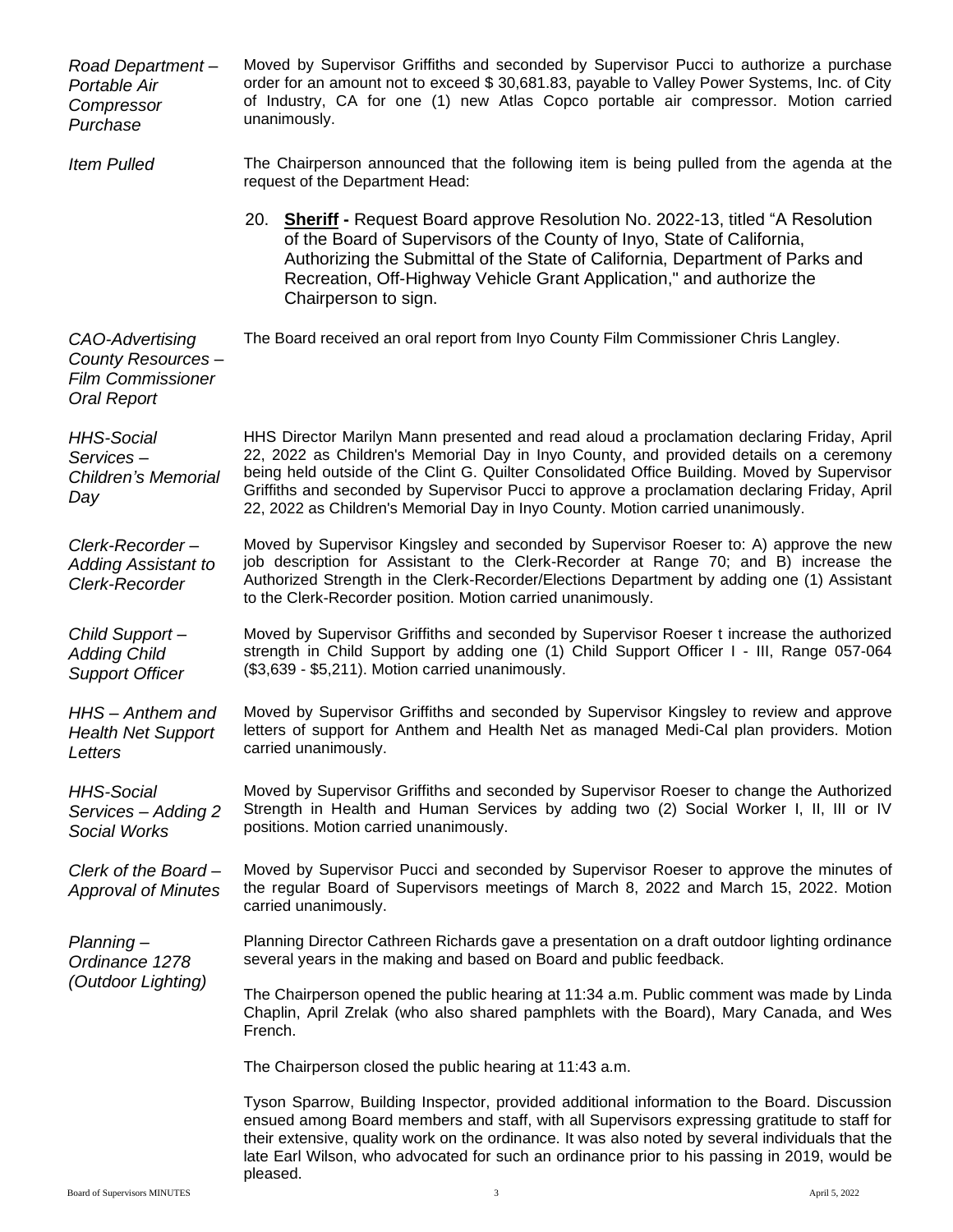*Road Department – Portable Air Compressor Purchase*

Moved by Supervisor Griffiths and seconded by Supervisor Pucci to authorize a purchase order for an amount not to exceed $ 30,681.83, payable to Valley Power Systems, Inc. of City of Industry, CA for one (1) new Atlas Copco portable air compressor. Motion carried unanimously.

*Item Pulled*

The Chairperson announced that the following item is being pulled from the agenda at the request of the Department Head:

20. **Sheriff -** Request Board approve Resolution No. 2022-13, titled "A Resolution of the Board of Supervisors of the County of Inyo, State of California, Authorizing the Submittal of the State of California, Department of Parks and Recreation, Off-Highway Vehicle Grant Application," and authorize the Chairperson to sign.

*CAO-Advertising County Resources – Film Commissioner Oral Report*

The Board received an oral report from Inyo County Film Commissioner Chris Langley.

*HHS-Social Services – Children's Memorial Day*

HHS Director Marilyn Mann presented and read aloud a proclamation declaring Friday, April 22, 2022 as Children's Memorial Day in Inyo County, and provided details on a ceremony being held outside of the Clint G. Quilter Consolidated Office Building. Moved by Supervisor Griffiths and seconded by Supervisor Pucci to approve a proclamation declaring Friday, April 22, 2022 as Children's Memorial Day in Inyo County. Motion carried unanimously.

*Clerk-Recorder – Adding Assistant to Clerk-Recorder*

Moved by Supervisor Kingsley and seconded by Supervisor Roeser to: A) approve the new job description for Assistant to the Clerk-Recorder at Range 70; and B) increase the Authorized Strength in the Clerk-Recorder/Elections Department by adding one (1) Assistant to the Clerk-Recorder position. Motion carried unanimously.

*Child Support – Adding Child Support Officer*

Moved by Supervisor Griffiths and seconded by Supervisor Roeser t increase the authorized strength in Child Support by adding one (1) Child Support Officer I - III, Range 057-064 ($3,639 - $5,211). Motion carried unanimously.

*HHS – Anthem and Health Net Support Letters*

Moved by Supervisor Griffiths and seconded by Supervisor Kingsley to review and approve letters of support for Anthem and Health Net as managed Medi-Cal plan providers. Motion carried unanimously.

*HHS-Social Services – Adding 2 Social Works*

Moved by Supervisor Griffiths and seconded by Supervisor Roeser to change the Authorized Strength in Health and Human Services by adding two (2) Social Worker I, II, III or IV positions. Motion carried unanimously.

*Clerk of the Board – Approval of Minutes*

Moved by Supervisor Pucci and seconded by Supervisor Roeser to approve the minutes of the regular Board of Supervisors meetings of March 8, 2022 and March 15, 2022. Motion carried unanimously.

*Planning – Ordinance 1278 (Outdoor Lighting)*

Planning Director Cathreen Richards gave a presentation on a draft outdoor lighting ordinance several years in the making and based on Board and public feedback.

The Chairperson opened the public hearing at 11:34 a.m. Public comment was made by Linda Chaplin, April Zrelak (who also shared pamphlets with the Board), Mary Canada, and Wes French.

The Chairperson closed the public hearing at 11:43 a.m.

Tyson Sparrow, Building Inspector, provided additional information to the Board. Discussion ensued among Board members and staff, with all Supervisors expressing gratitude to staff for their extensive, quality work on the ordinance. It was also noted by several individuals that the late Earl Wilson, who advocated for such an ordinance prior to his passing in 2019, would be pleased.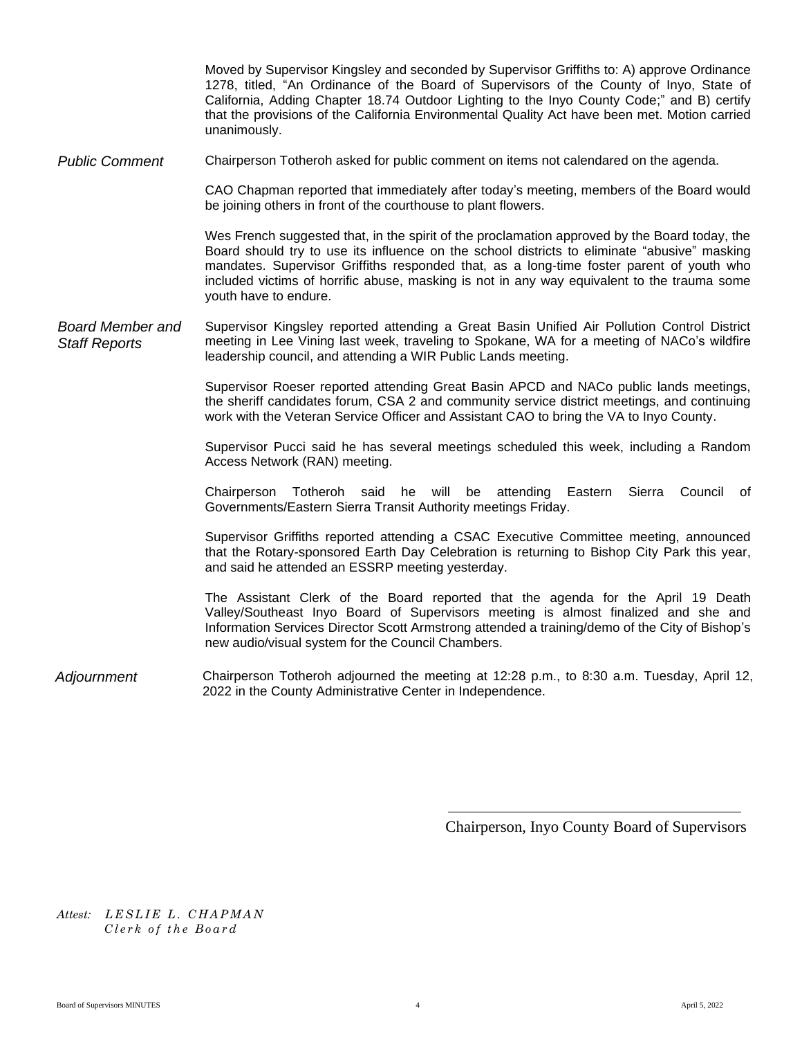Moved by Supervisor Kingsley and seconded by Supervisor Griffiths to: A) approve Ordinance 1278, titled, "An Ordinance of the Board of Supervisors of the County of Inyo, State of California, Adding Chapter 18.74 Outdoor Lighting to the Inyo County Code;" and B) certify that the provisions of the California Environmental Quality Act have been met. Motion carried unanimously.

*Public Comment*

Chairperson Totheroh asked for public comment on items not calendared on the agenda.

CAO Chapman reported that immediately after today's meeting, members of the Board would be joining others in front of the courthouse to plant flowers.

Wes French suggested that, in the spirit of the proclamation approved by the Board today, the Board should try to use its influence on the school districts to eliminate "abusive" masking mandates. Supervisor Griffiths responded that, as a long-time foster parent of youth who included victims of horrific abuse, masking is not in any way equivalent to the trauma some youth have to endure.

*Board Member and Staff Reports*

Supervisor Kingsley reported attending a Great Basin Unified Air Pollution Control District meeting in Lee Vining last week, traveling to Spokane, WA for a meeting of NACo's wildfire leadership council, and attending a WIR Public Lands meeting.

Supervisor Roeser reported attending Great Basin APCD and NACo public lands meetings, the sheriff candidates forum, CSA 2 and community service district meetings, and continuing work with the Veteran Service Officer and Assistant CAO to bring the VA to Inyo County.

Supervisor Pucci said he has several meetings scheduled this week, including a Random Access Network (RAN) meeting.

Chairperson Totheroh said he will be attending Eastern Sierra Council of Governments/Eastern Sierra Transit Authority meetings Friday.

Supervisor Griffiths reported attending a CSAC Executive Committee meeting, announced that the Rotary-sponsored Earth Day Celebration is returning to Bishop City Park this year, and said he attended an ESSRP meeting yesterday.

The Assistant Clerk of the Board reported that the agenda for the April 19 Death Valley/Southeast Inyo Board of Supervisors meeting is almost finalized and she and Information Services Director Scott Armstrong attended a training/demo of the City of Bishop's new audio/visual system for the Council Chambers.

*Adjournment*

Chairperson Totheroh adjourned the meeting at 12:28 p.m., to 8:30 a.m. Tuesday, April 12, 2022 in the County Administrative Center in Independence.

\_\_\_\_\_\_\_\_\_\_\_\_\_\_\_\_\_\_\_\_\_\_\_\_\_\_\_\_\_\_\_\_\_\_\_\_\_\_\_\_

Chairperson, Inyo County Board of Supervisors

*Attest: LESLIE L. CHAPMAN*
*Clerk of the Board*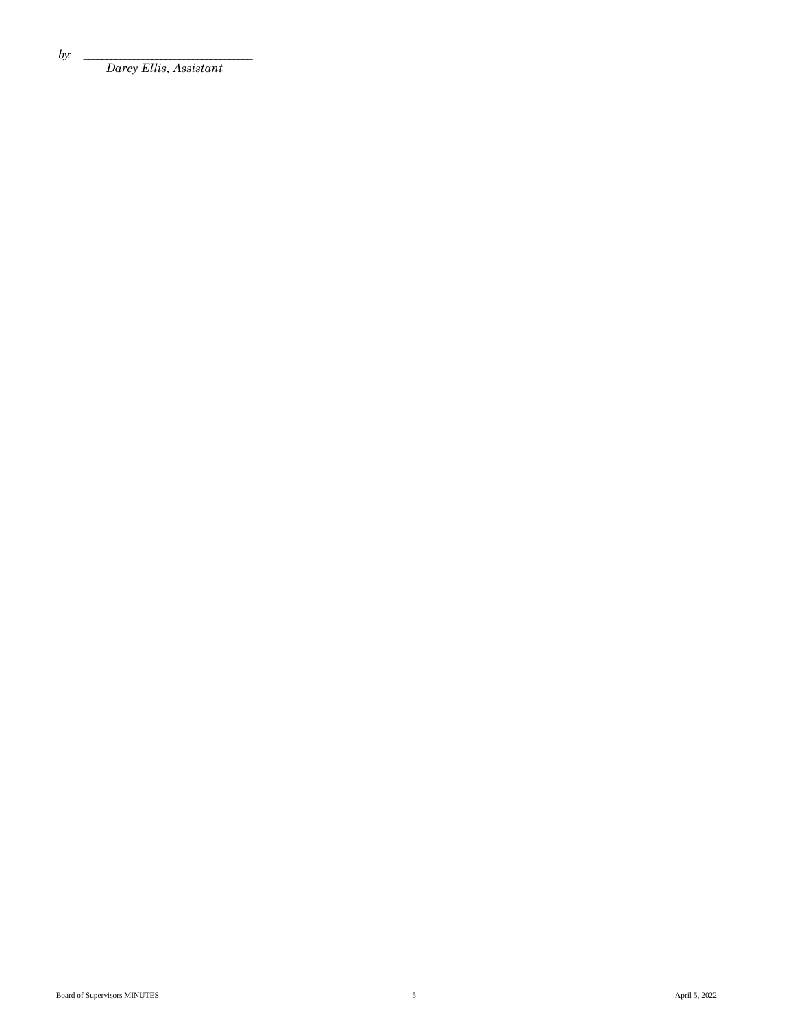*by:* ________________________________

*Darcy Ellis, Assistant*